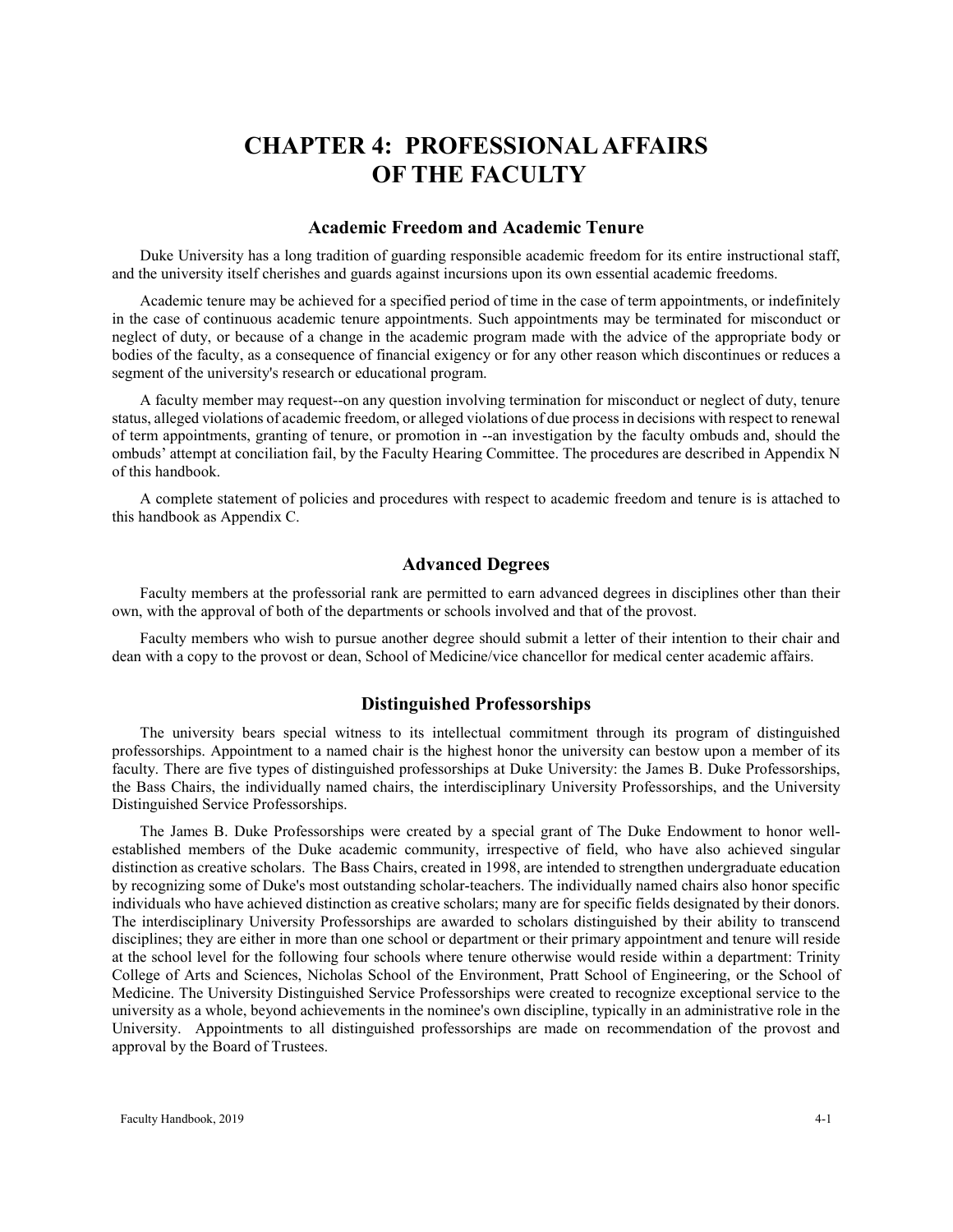# CHAPTER 4: PROFESSIONAL AFFAIRS OF THE FACULTY

## Academic Freedom and Academic Tenure

Duke University has a long tradition of guarding responsible academic freedom for its entire instructional staff, and the university itself cherishes and guards against incursions upon its own essential academic freedoms.

Academic tenure may be achieved for a specified period of time in the case of term appointments, or indefinitely in the case of continuous academic tenure appointments. Such appointments may be terminated for misconduct or neglect of duty, or because of a change in the academic program made with the advice of the appropriate body or bodies of the faculty, as a consequence of financial exigency or for any other reason which discontinues or reduces a segment of the university's research or educational program.

A faculty member may request--on any question involving termination for misconduct or neglect of duty, tenure status, alleged violations of academic freedom, or alleged violations of due process in decisions with respect to renewal of term appointments, granting of tenure, or promotion in --an investigation by the faculty ombuds and, should the ombuds' attempt at conciliation fail, by the Faculty Hearing Committee. The procedures are described in Appendix N of this handbook.

A complete statement of policies and procedures with respect to academic freedom and tenure is is attached to this handbook as Appendix C.

## Advanced Degrees

Faculty members at the professorial rank are permitted to earn advanced degrees in disciplines other than their own, with the approval of both of the departments or schools involved and that of the provost.

Faculty members who wish to pursue another degree should submit a letter of their intention to their chair and dean with a copy to the provost or dean, School of Medicine/vice chancellor for medical center academic affairs.

## Distinguished Professorships

The university bears special witness to its intellectual commitment through its program of distinguished professorships. Appointment to a named chair is the highest honor the university can bestow upon a member of its faculty. There are five types of distinguished professorships at Duke University: the James B. Duke Professorships, the Bass Chairs, the individually named chairs, the interdisciplinary University Professorships, and the University Distinguished Service Professorships.

The James B. Duke Professorships were created by a special grant of The Duke Endowment to honor well-established members of the Duke academic community, irrespective of field, who have also achieved singular distinction as creative scholars. The Bass Chairs, created in 1998, are intended to strengthen undergraduate education by recognizing some of Duke's most outstanding scholar-teachers. The individually named chairs also honor specific individuals who have achieved distinction as creative scholars; many are for specific fields designated by their donors. The interdisciplinary University Professorships are awarded to scholars distinguished by their ability to transcend disciplines; they are either in more than one school or department or their primary appointment and tenure will reside at the school level for the following four schools where tenure otherwise would reside within a department: Trinity College of Arts and Sciences, Nicholas School of the Environment, Pratt School of Engineering, or the School of Medicine. The University Distinguished Service Professorships were created to recognize exceptional service to the university as a whole, beyond achievements in the nominee's own discipline, typically in an administrative role in the University. Appointments to all distinguished professorships are made on recommendation of the provost and approval by the Board of Trustees.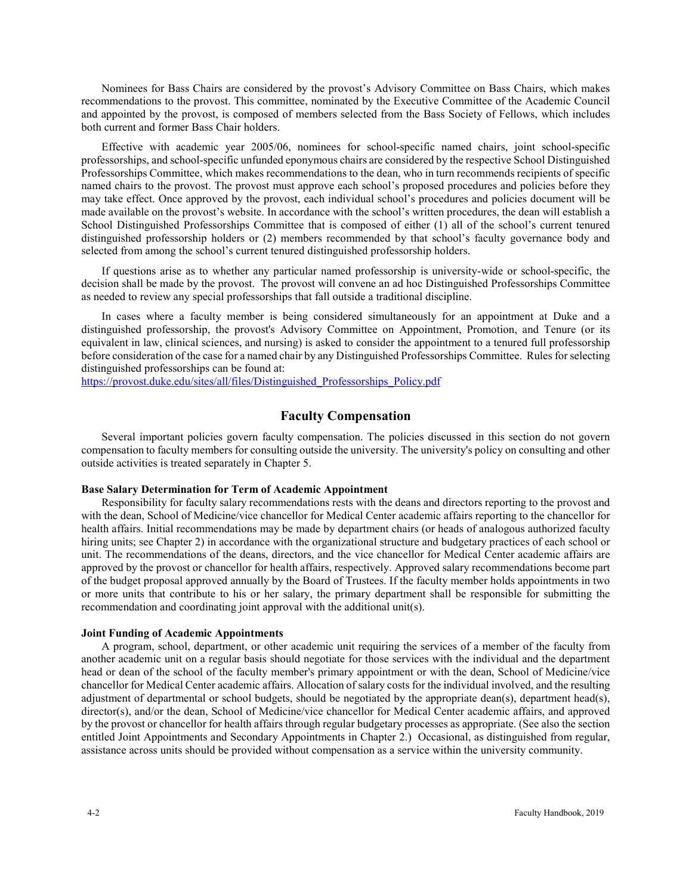Nominees for Bass Chairs are considered by the provost's Advisory Committee on Bass Chairs, which makes recommendations to the provost. This committee, nominated by the Executive Committee of the Academic Council and appointed by the provost, is composed of members selected from the Bass Society of Fellows, which includes both current and former Bass Chair holders.

Effective with academic year 2005/06, nominees for school-specific named chairs, joint school-specific professorships, and school-specific unfunded eponymous chairs are considered by the respective School Distinguished Professorships Committee, which makes recommendations to the dean, who in turn recommends recipients of specific named chairs to the provost. The provost must approve each school's proposed procedures and policies before they may take effect. Once approved by the provost, each individual school's procedures and policies document will be made available on the provost's website. In accordance with the school's written procedures, the dean will establish a School Distinguished Professorships Committee that is composed of either (1) all of the school's current tenured distinguished professorship holders or (2) members recommended by that school's faculty governance body and selected from among the school's current tenured distinguished professorship holders.

If questions arise as to whether any particular named professorship is university-wide or school-specific, the decision shall be made by the provost. The provost will convene an ad hoc Distinguished Professorships Committee as needed to review any special professorships that fall outside a traditional discipline.

In cases where a faculty member is being considered simultaneously for an appointment at Duke and a distinguished professorship, the provost's Advisory Committee on Appointment, Promotion, and Tenure (or its equivalent in law, clinical sciences, and nursing) is asked to consider the appointment to a tenured full professorship before consideration of the case for a named chair by any Distinguished Professorships Committee. Rules for selecting distinguished professorships can be found at:
https://provost.duke.edu/sites/all/files/Distinguished_Professorships_Policy.pdf

## Faculty Compensation

Several important policies govern faculty compensation. The policies discussed in this section do not govern compensation to faculty members for consulting outside the university. The university's policy on consulting and other outside activities is treated separately in Chapter 5.

**Base Salary Determination for Term of Academic Appointment**

Responsibility for faculty salary recommendations rests with the deans and directors reporting to the provost and with the dean, School of Medicine/vice chancellor for Medical Center academic affairs reporting to the chancellor for health affairs. Initial recommendations may be made by department chairs (or heads of analogous authorized faculty hiring units; see Chapter 2) in accordance with the organizational structure and budgetary practices of each school or unit. The recommendations of the deans, directors, and the vice chancellor for Medical Center academic affairs are approved by the provost or chancellor for health affairs, respectively. Approved salary recommendations become part of the budget proposal approved annually by the Board of Trustees. If the faculty member holds appointments in two or more units that contribute to his or her salary, the primary department shall be responsible for submitting the recommendation and coordinating joint approval with the additional unit(s).

**Joint Funding of Academic Appointments**

A program, school, department, or other academic unit requiring the services of a member of the faculty from another academic unit on a regular basis should negotiate for those services with the individual and the department head or dean of the school of the faculty member's primary appointment or with the dean, School of Medicine/vice chancellor for Medical Center academic affairs. Allocation of salary costs for the individual involved, and the resulting adjustment of departmental or school budgets, should be negotiated by the appropriate dean(s), department head(s), director(s), and/or the dean, School of Medicine/vice chancellor for Medical Center academic affairs, and approved by the provost or chancellor for health affairs through regular budgetary processes as appropriate. (See also the section entitled Joint Appointments and Secondary Appointments in Chapter 2.) Occasional, as distinguished from regular, assistance across units should be provided without compensation as a service within the university community.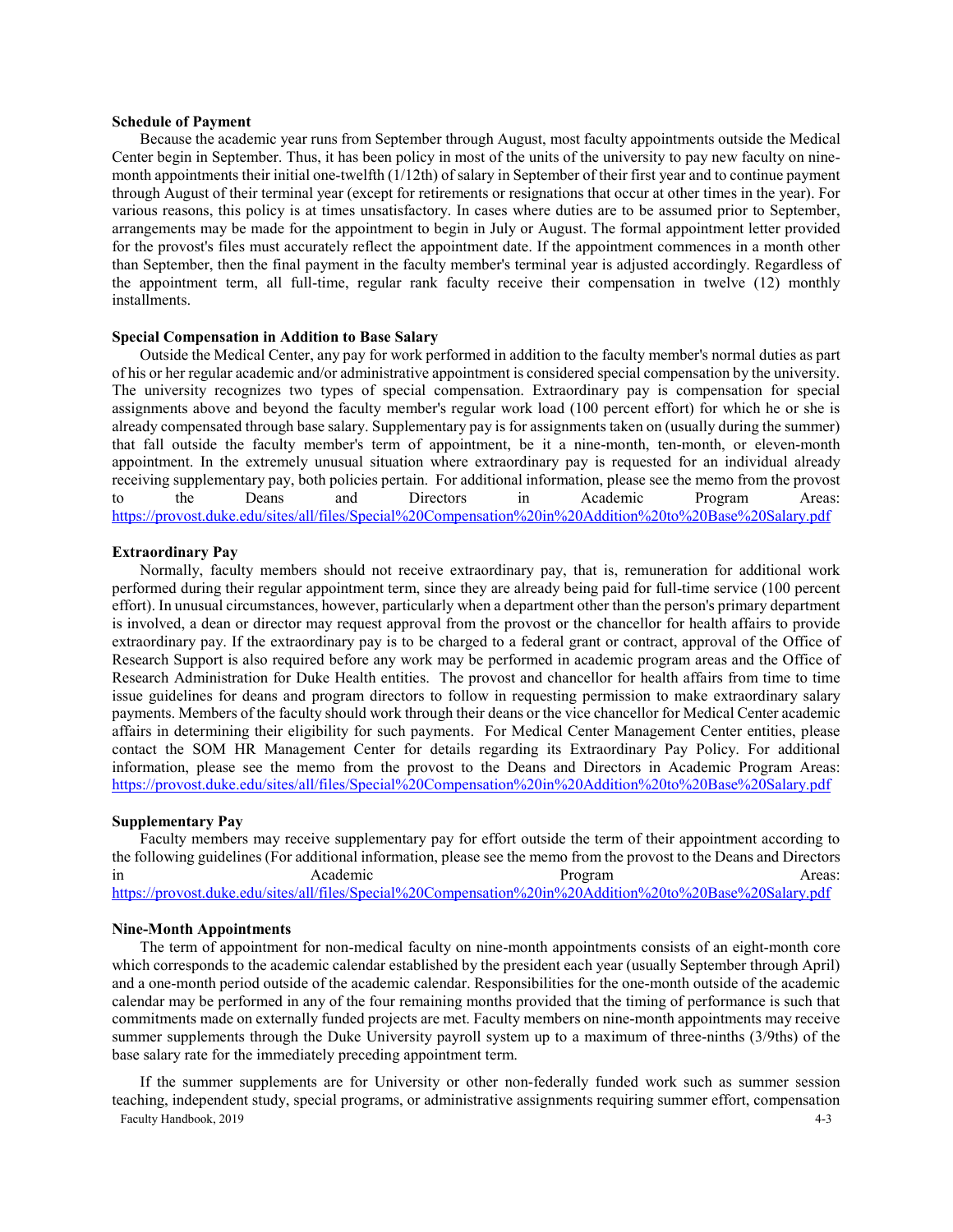**Schedule of Payment**

Because the academic year runs from September through August, most faculty appointments outside the Medical Center begin in September. Thus, it has been policy in most of the units of the university to pay new faculty on nine-month appointments their initial one-twelfth (1/12th) of salary in September of their first year and to continue payment through August of their terminal year (except for retirements or resignations that occur at other times in the year). For various reasons, this policy is at times unsatisfactory. In cases where duties are to be assumed prior to September, arrangements may be made for the appointment to begin in July or August. The formal appointment letter provided for the provost's files must accurately reflect the appointment date. If the appointment commences in a month other than September, then the final payment in the faculty member's terminal year is adjusted accordingly. Regardless of the appointment term, all full-time, regular rank faculty receive their compensation in twelve (12) monthly installments.

**Special Compensation in Addition to Base Salary**

Outside the Medical Center, any pay for work performed in addition to the faculty member's normal duties as part of his or her regular academic and/or administrative appointment is considered special compensation by the university. The university recognizes two types of special compensation. Extraordinary pay is compensation for special assignments above and beyond the faculty member's regular work load (100 percent effort) for which he or she is already compensated through base salary. Supplementary pay is for assignments taken on (usually during the summer) that fall outside the faculty member's term of appointment, be it a nine-month, ten-month, or eleven-month appointment. In the extremely unusual situation where extraordinary pay is requested for an individual already receiving supplementary pay, both policies pertain. For additional information, please see the memo from the provost to the Deans and Directors in Academic Program Areas: https://provost.duke.edu/sites/all/files/Special%20Compensation%20in%20Addition%20to%20Base%20Salary.pdf

**Extraordinary Pay**

Normally, faculty members should not receive extraordinary pay, that is, remuneration for additional work performed during their regular appointment term, since they are already being paid for full-time service (100 percent effort). In unusual circumstances, however, particularly when a department other than the person's primary department is involved, a dean or director may request approval from the provost or the chancellor for health affairs to provide extraordinary pay. If the extraordinary pay is to be charged to a federal grant or contract, approval of the Office of Research Support is also required before any work may be performed in academic program areas and the Office of Research Administration for Duke Health entities. The provost and chancellor for health affairs from time to time issue guidelines for deans and program directors to follow in requesting permission to make extraordinary salary payments. Members of the faculty should work through their deans or the vice chancellor for Medical Center academic affairs in determining their eligibility for such payments. For Medical Center Management Center entities, please contact the SOM HR Management Center for details regarding its Extraordinary Pay Policy. For additional information, please see the memo from the provost to the Deans and Directors in Academic Program Areas: https://provost.duke.edu/sites/all/files/Special%20Compensation%20in%20Addition%20to%20Base%20Salary.pdf

**Supplementary Pay**

Faculty members may receive supplementary pay for effort outside the term of their appointment according to the following guidelines (For additional information, please see the memo from the provost to the Deans and Directors in Academic Program Areas: https://provost.duke.edu/sites/all/files/Special%20Compensation%20in%20Addition%20to%20Base%20Salary.pdf

**Nine-Month Appointments**

The term of appointment for non-medical faculty on nine-month appointments consists of an eight-month core which corresponds to the academic calendar established by the president each year (usually September through April) and a one-month period outside of the academic calendar. Responsibilities for the one-month outside of the academic calendar may be performed in any of the four remaining months provided that the timing of performance is such that commitments made on externally funded projects are met. Faculty members on nine-month appointments may receive summer supplements through the Duke University payroll system up to a maximum of three-ninths (3/9ths) of the base salary rate for the immediately preceding appointment term.

If the summer supplements are for University or other non-federally funded work such as summer session teaching, independent study, special programs, or administrative assignments requiring summer effort, compensation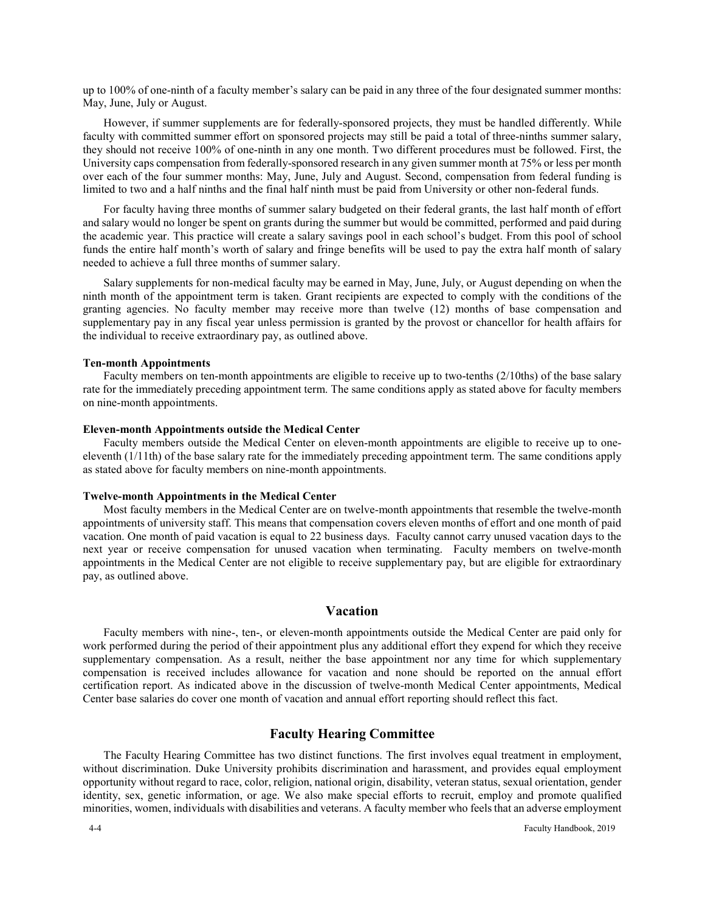up to 100% of one-ninth of a faculty member's salary can be paid in any three of the four designated summer months: May, June, July or August.

However, if summer supplements are for federally-sponsored projects, they must be handled differently. While faculty with committed summer effort on sponsored projects may still be paid a total of three-ninths summer salary, they should not receive 100% of one-ninth in any one month. Two different procedures must be followed. First, the University caps compensation from federally-sponsored research in any given summer month at 75% or less per month over each of the four summer months: May, June, July and August. Second, compensation from federal funding is limited to two and a half ninths and the final half ninth must be paid from University or other non-federal funds.

For faculty having three months of summer salary budgeted on their federal grants, the last half month of effort and salary would no longer be spent on grants during the summer but would be committed, performed and paid during the academic year. This practice will create a salary savings pool in each school's budget. From this pool of school funds the entire half month's worth of salary and fringe benefits will be used to pay the extra half month of salary needed to achieve a full three months of summer salary.

Salary supplements for non-medical faculty may be earned in May, June, July, or August depending on when the ninth month of the appointment term is taken. Grant recipients are expected to comply with the conditions of the granting agencies. No faculty member may receive more than twelve (12) months of base compensation and supplementary pay in any fiscal year unless permission is granted by the provost or chancellor for health affairs for the individual to receive extraordinary pay, as outlined above.

**Ten-month Appointments**

Faculty members on ten-month appointments are eligible to receive up to two-tenths (2/10ths) of the base salary rate for the immediately preceding appointment term. The same conditions apply as stated above for faculty members on nine-month appointments.

**Eleven-month Appointments outside the Medical Center**

Faculty members outside the Medical Center on eleven-month appointments are eligible to receive up to one-eleventh (1/11th) of the base salary rate for the immediately preceding appointment term. The same conditions apply as stated above for faculty members on nine-month appointments.

**Twelve-month Appointments in the Medical Center**

Most faculty members in the Medical Center are on twelve-month appointments that resemble the twelve-month appointments of university staff. This means that compensation covers eleven months of effort and one month of paid vacation. One month of paid vacation is equal to 22 business days. Faculty cannot carry unused vacation days to the next year or receive compensation for unused vacation when terminating. Faculty members on twelve-month appointments in the Medical Center are not eligible to receive supplementary pay, but are eligible for extraordinary pay, as outlined above.

## Vacation

Faculty members with nine-, ten-, or eleven-month appointments outside the Medical Center are paid only for work performed during the period of their appointment plus any additional effort they expend for which they receive supplementary compensation. As a result, neither the base appointment nor any time for which supplementary compensation is received includes allowance for vacation and none should be reported on the annual effort certification report. As indicated above in the discussion of twelve-month Medical Center appointments, Medical Center base salaries do cover one month of vacation and annual effort reporting should reflect this fact.

## Faculty Hearing Committee

The Faculty Hearing Committee has two distinct functions. The first involves equal treatment in employment, without discrimination. Duke University prohibits discrimination and harassment, and provides equal employment opportunity without regard to race, color, religion, national origin, disability, veteran status, sexual orientation, gender identity, sex, genetic information, or age. We also make special efforts to recruit, employ and promote qualified minorities, women, individuals with disabilities and veterans. A faculty member who feels that an adverse employment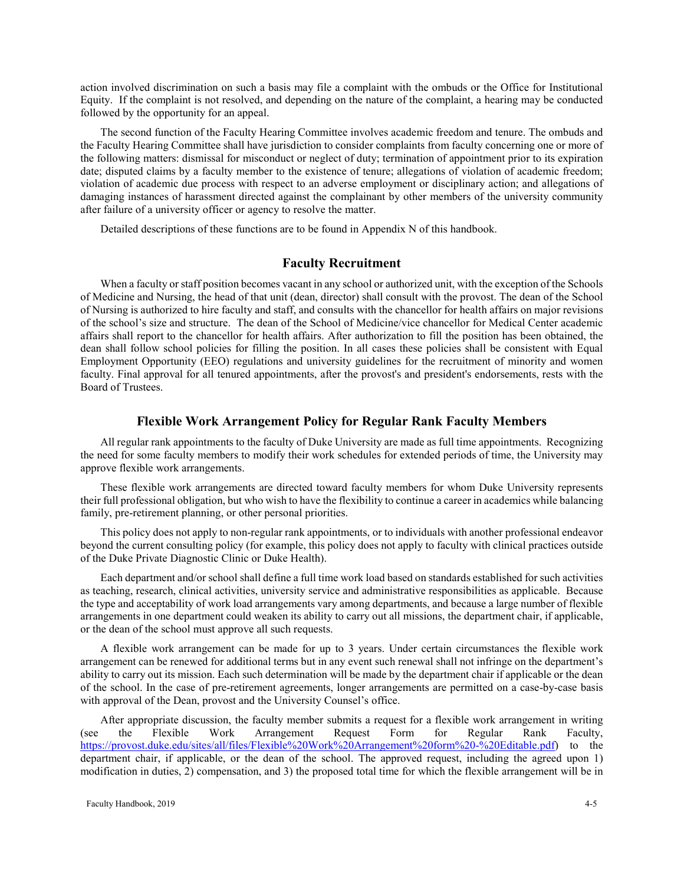action involved discrimination on such a basis may file a complaint with the ombuds or the Office for Institutional Equity. If the complaint is not resolved, and depending on the nature of the complaint, a hearing may be conducted followed by the opportunity for an appeal.

The second function of the Faculty Hearing Committee involves academic freedom and tenure. The ombuds and the Faculty Hearing Committee shall have jurisdiction to consider complaints from faculty concerning one or more of the following matters: dismissal for misconduct or neglect of duty; termination of appointment prior to its expiration date; disputed claims by a faculty member to the existence of tenure; allegations of violation of academic freedom; violation of academic due process with respect to an adverse employment or disciplinary action; and allegations of damaging instances of harassment directed against the complainant by other members of the university community after failure of a university officer or agency to resolve the matter.

Detailed descriptions of these functions are to be found in Appendix N of this handbook.

## Faculty Recruitment

When a faculty or staff position becomes vacant in any school or authorized unit, with the exception of the Schools of Medicine and Nursing, the head of that unit (dean, director) shall consult with the provost. The dean of the School of Nursing is authorized to hire faculty and staff, and consults with the chancellor for health affairs on major revisions of the school's size and structure. The dean of the School of Medicine/vice chancellor for Medical Center academic affairs shall report to the chancellor for health affairs. After authorization to fill the position has been obtained, the dean shall follow school policies for filling the position. In all cases these policies shall be consistent with Equal Employment Opportunity (EEO) regulations and university guidelines for the recruitment of minority and women faculty. Final approval for all tenured appointments, after the provost's and president's endorsements, rests with the Board of Trustees.

## Flexible Work Arrangement Policy for Regular Rank Faculty Members

All regular rank appointments to the faculty of Duke University are made as full time appointments. Recognizing the need for some faculty members to modify their work schedules for extended periods of time, the University may approve flexible work arrangements.

These flexible work arrangements are directed toward faculty members for whom Duke University represents their full professional obligation, but who wish to have the flexibility to continue a career in academics while balancing family, pre-retirement planning, or other personal priorities.

This policy does not apply to non-regular rank appointments, or to individuals with another professional endeavor beyond the current consulting policy (for example, this policy does not apply to faculty with clinical practices outside of the Duke Private Diagnostic Clinic or Duke Health).

Each department and/or school shall define a full time work load based on standards established for such activities as teaching, research, clinical activities, university service and administrative responsibilities as applicable. Because the type and acceptability of work load arrangements vary among departments, and because a large number of flexible arrangements in one department could weaken its ability to carry out all missions, the department chair, if applicable, or the dean of the school must approve all such requests.

A flexible work arrangement can be made for up to 3 years. Under certain circumstances the flexible work arrangement can be renewed for additional terms but in any event such renewal shall not infringe on the department's ability to carry out its mission. Each such determination will be made by the department chair if applicable or the dean of the school. In the case of pre-retirement agreements, longer arrangements are permitted on a case-by-case basis with approval of the Dean, provost and the University Counsel's office.

After appropriate discussion, the faculty member submits a request for a flexible work arrangement in writing (see the Flexible Work Arrangement Request Form for Regular Rank Faculty, https://provost.duke.edu/sites/all/files/Flexible%20Work%20Arrangement%20form%20-%20Editable.pdf) to the department chair, if applicable, or the dean of the school. The approved request, including the agreed upon 1) modification in duties, 2) compensation, and 3) the proposed total time for which the flexible arrangement will be in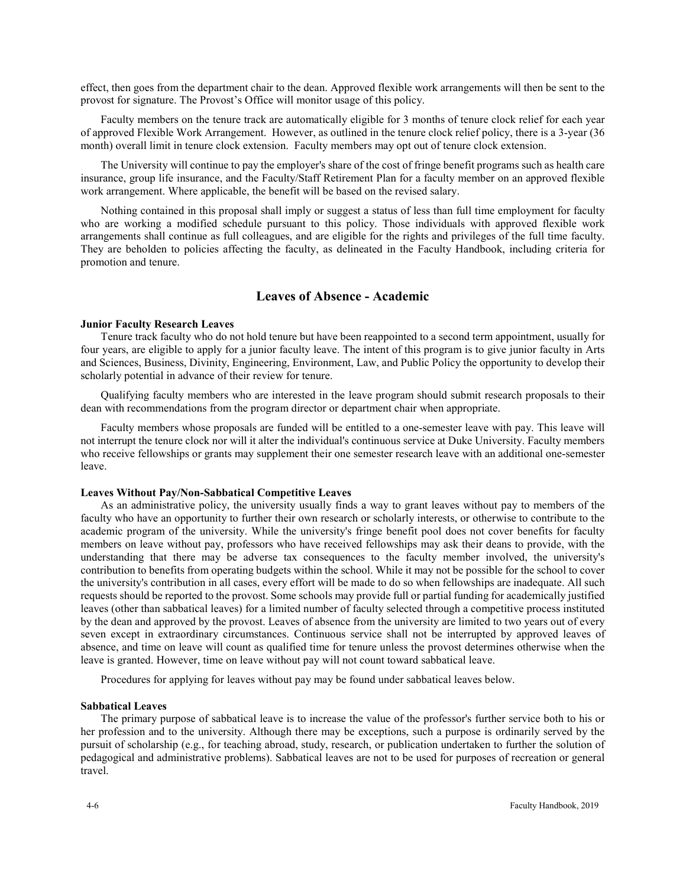effect, then goes from the department chair to the dean. Approved flexible work arrangements will then be sent to the provost for signature. The Provost's Office will monitor usage of this policy.

Faculty members on the tenure track are automatically eligible for 3 months of tenure clock relief for each year of approved Flexible Work Arrangement. However, as outlined in the tenure clock relief policy, there is a 3-year (36 month) overall limit in tenure clock extension. Faculty members may opt out of tenure clock extension.

The University will continue to pay the employer's share of the cost of fringe benefit programs such as health care insurance, group life insurance, and the Faculty/Staff Retirement Plan for a faculty member on an approved flexible work arrangement. Where applicable, the benefit will be based on the revised salary.

Nothing contained in this proposal shall imply or suggest a status of less than full time employment for faculty who are working a modified schedule pursuant to this policy. Those individuals with approved flexible work arrangements shall continue as full colleagues, and are eligible for the rights and privileges of the full time faculty. They are beholden to policies affecting the faculty, as delineated in the Faculty Handbook, including criteria for promotion and tenure.

## Leaves of Absence - Academic

**Junior Faculty Research Leaves**

Tenure track faculty who do not hold tenure but have been reappointed to a second term appointment, usually for four years, are eligible to apply for a junior faculty leave. The intent of this program is to give junior faculty in Arts and Sciences, Business, Divinity, Engineering, Environment, Law, and Public Policy the opportunity to develop their scholarly potential in advance of their review for tenure.

Qualifying faculty members who are interested in the leave program should submit research proposals to their dean with recommendations from the program director or department chair when appropriate.

Faculty members whose proposals are funded will be entitled to a one-semester leave with pay. This leave will not interrupt the tenure clock nor will it alter the individual's continuous service at Duke University. Faculty members who receive fellowships or grants may supplement their one semester research leave with an additional one-semester leave.

**Leaves Without Pay/Non-Sabbatical Competitive Leaves**

As an administrative policy, the university usually finds a way to grant leaves without pay to members of the faculty who have an opportunity to further their own research or scholarly interests, or otherwise to contribute to the academic program of the university. While the university's fringe benefit pool does not cover benefits for faculty members on leave without pay, professors who have received fellowships may ask their deans to provide, with the understanding that there may be adverse tax consequences to the faculty member involved, the university's contribution to benefits from operating budgets within the school. While it may not be possible for the school to cover the university's contribution in all cases, every effort will be made to do so when fellowships are inadequate. All such requests should be reported to the provost. Some schools may provide full or partial funding for academically justified leaves (other than sabbatical leaves) for a limited number of faculty selected through a competitive process instituted by the dean and approved by the provost. Leaves of absence from the university are limited to two years out of every seven except in extraordinary circumstances. Continuous service shall not be interrupted by approved leaves of absence, and time on leave will count as qualified time for tenure unless the provost determines otherwise when the leave is granted. However, time on leave without pay will not count toward sabbatical leave.

Procedures for applying for leaves without pay may be found under sabbatical leaves below.

**Sabbatical Leaves**

The primary purpose of sabbatical leave is to increase the value of the professor's further service both to his or her profession and to the university. Although there may be exceptions, such a purpose is ordinarily served by the pursuit of scholarship (e.g., for teaching abroad, study, research, or publication undertaken to further the solution of pedagogical and administrative problems). Sabbatical leaves are not to be used for purposes of recreation or general travel.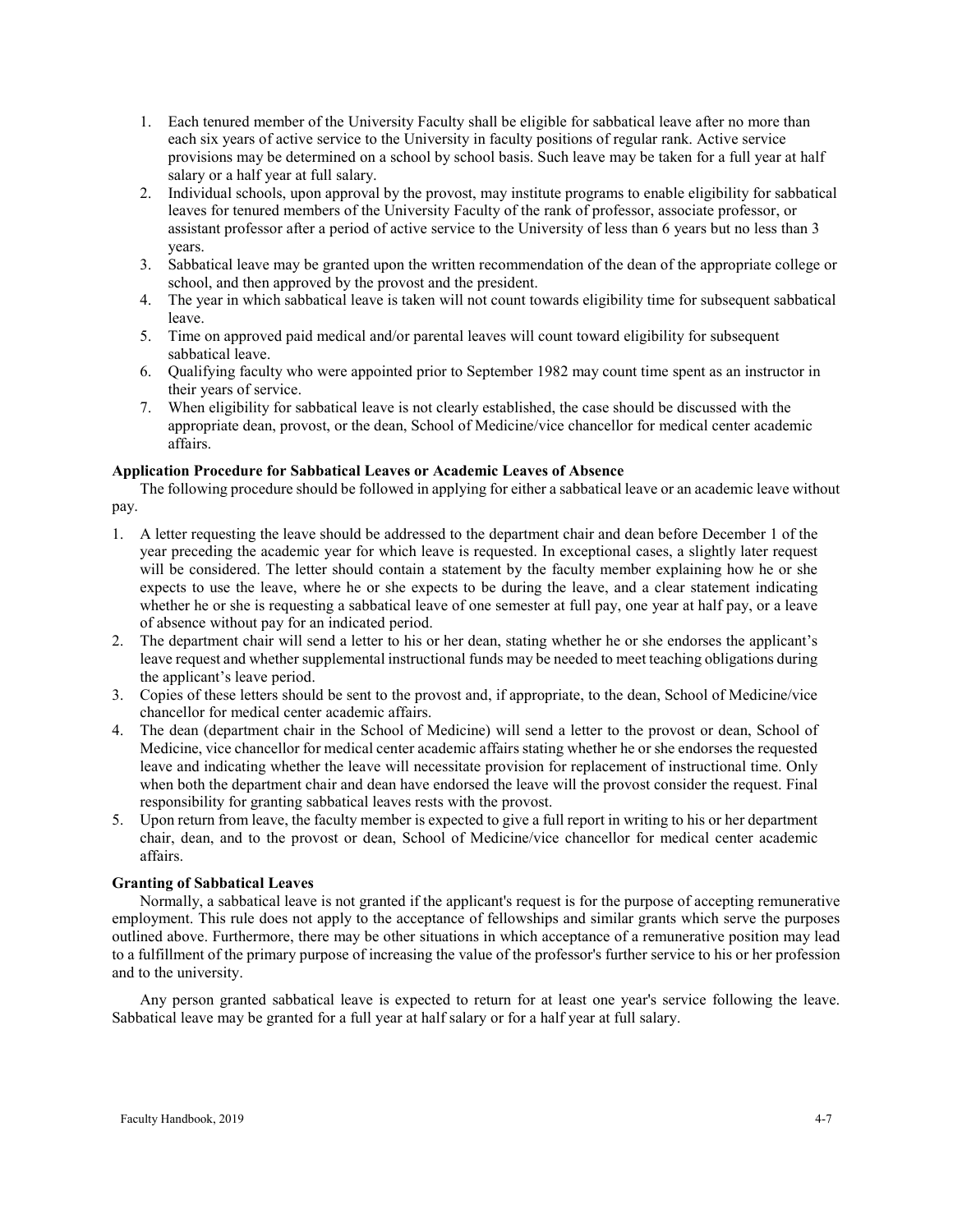1. Each tenured member of the University Faculty shall be eligible for sabbatical leave after no more than each six years of active service to the University in faculty positions of regular rank. Active service provisions may be determined on a school by school basis. Such leave may be taken for a full year at half salary or a half year at full salary.
2. Individual schools, upon approval by the provost, may institute programs to enable eligibility for sabbatical leaves for tenured members of the University Faculty of the rank of professor, associate professor, or assistant professor after a period of active service to the University of less than 6 years but no less than 3 years.
3. Sabbatical leave may be granted upon the written recommendation of the dean of the appropriate college or school, and then approved by the provost and the president.
4. The year in which sabbatical leave is taken will not count towards eligibility time for subsequent sabbatical leave.
5. Time on approved paid medical and/or parental leaves will count toward eligibility for subsequent sabbatical leave.
6. Qualifying faculty who were appointed prior to September 1982 may count time spent as an instructor in their years of service.
7. When eligibility for sabbatical leave is not clearly established, the case should be discussed with the appropriate dean, provost, or the dean, School of Medicine/vice chancellor for medical center academic affairs.

**Application Procedure for Sabbatical Leaves or Academic Leaves of Absence**

The following procedure should be followed in applying for either a sabbatical leave or an academic leave without pay.

1. A letter requesting the leave should be addressed to the department chair and dean before December 1 of the year preceding the academic year for which leave is requested. In exceptional cases, a slightly later request will be considered. The letter should contain a statement by the faculty member explaining how he or she expects to use the leave, where he or she expects to be during the leave, and a clear statement indicating whether he or she is requesting a sabbatical leave of one semester at full pay, one year at half pay, or a leave of absence without pay for an indicated period.
2. The department chair will send a letter to his or her dean, stating whether he or she endorses the applicant's leave request and whether supplemental instructional funds may be needed to meet teaching obligations during the applicant's leave period.
3. Copies of these letters should be sent to the provost and, if appropriate, to the dean, School of Medicine/vice chancellor for medical center academic affairs.
4. The dean (department chair in the School of Medicine) will send a letter to the provost or dean, School of Medicine, vice chancellor for medical center academic affairs stating whether he or she endorses the requested leave and indicating whether the leave will necessitate provision for replacement of instructional time. Only when both the department chair and dean have endorsed the leave will the provost consider the request. Final responsibility for granting sabbatical leaves rests with the provost.
5. Upon return from leave, the faculty member is expected to give a full report in writing to his or her department chair, dean, and to the provost or dean, School of Medicine/vice chancellor for medical center academic affairs.

**Granting of Sabbatical Leaves**

Normally, a sabbatical leave is not granted if the applicant's request is for the purpose of accepting remunerative employment. This rule does not apply to the acceptance of fellowships and similar grants which serve the purposes outlined above. Furthermore, there may be other situations in which acceptance of a remunerative position may lead to a fulfillment of the primary purpose of increasing the value of the professor's further service to his or her profession and to the university.

Any person granted sabbatical leave is expected to return for at least one year's service following the leave. Sabbatical leave may be granted for a full year at half salary or for a half year at full salary.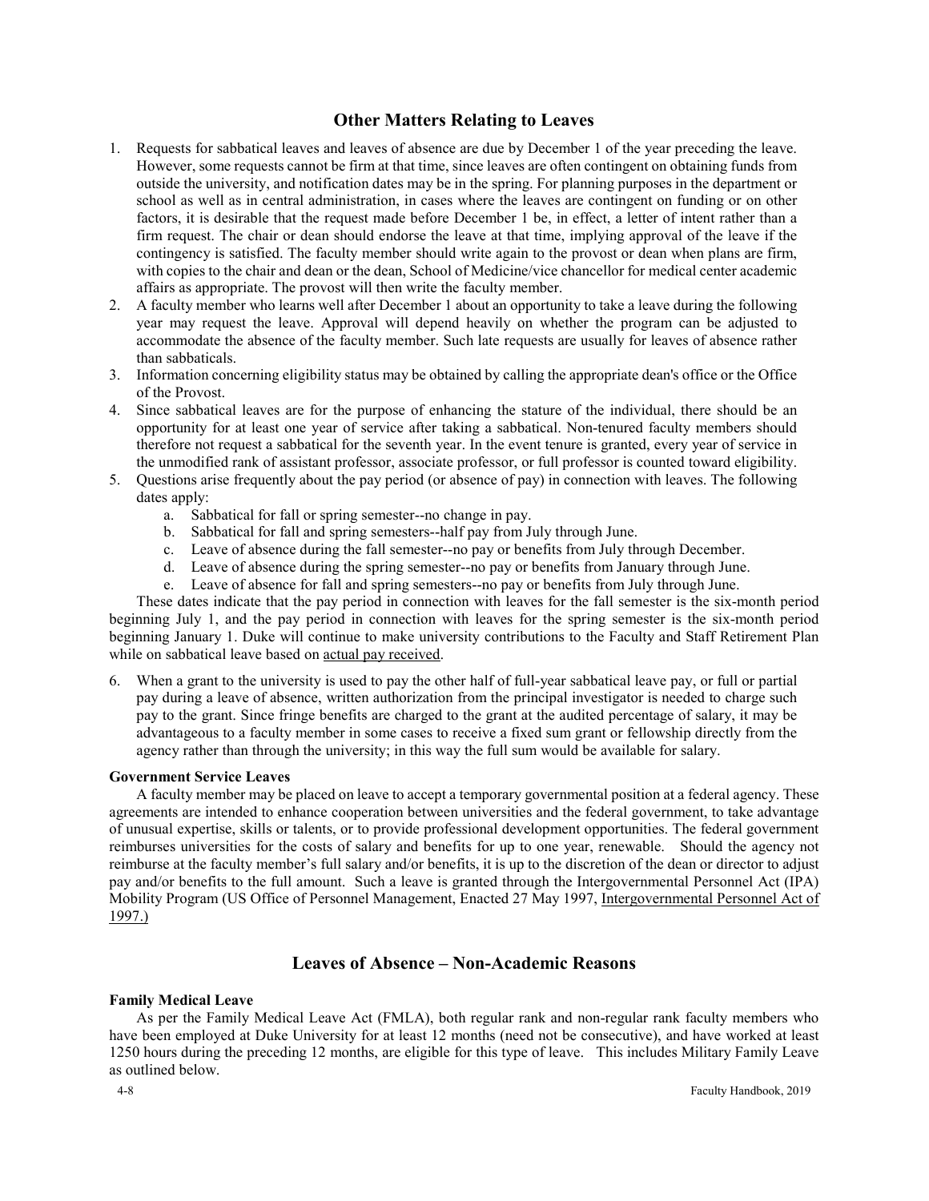## Other Matters Relating to Leaves

1. Requests for sabbatical leaves and leaves of absence are due by December 1 of the year preceding the leave. However, some requests cannot be firm at that time, since leaves are often contingent on obtaining funds from outside the university, and notification dates may be in the spring. For planning purposes in the department or school as well as in central administration, in cases where the leaves are contingent on funding or on other factors, it is desirable that the request made before December 1 be, in effect, a letter of intent rather than a firm request. The chair or dean should endorse the leave at that time, implying approval of the leave if the contingency is satisfied. The faculty member should write again to the provost or dean when plans are firm, with copies to the chair and dean or the dean, School of Medicine/vice chancellor for medical center academic affairs as appropriate. The provost will then write the faculty member.
2. A faculty member who learns well after December 1 about an opportunity to take a leave during the following year may request the leave. Approval will depend heavily on whether the program can be adjusted to accommodate the absence of the faculty member. Such late requests are usually for leaves of absence rather than sabbaticals.
3. Information concerning eligibility status may be obtained by calling the appropriate dean's office or the Office of the Provost.
4. Since sabbatical leaves are for the purpose of enhancing the stature of the individual, there should be an opportunity for at least one year of service after taking a sabbatical. Non-tenured faculty members should therefore not request a sabbatical for the seventh year. In the event tenure is granted, every year of service in the unmodified rank of assistant professor, associate professor, or full professor is counted toward eligibility.
5. Questions arise frequently about the pay period (or absence of pay) in connection with leaves. The following dates apply:
   a. Sabbatical for fall or spring semester--no change in pay.
   b. Sabbatical for fall and spring semesters--half pay from July through June.
   c. Leave of absence during the fall semester--no pay or benefits from July through December.
   d. Leave of absence during the spring semester--no pay or benefits from January through June.
   e. Leave of absence for fall and spring semesters--no pay or benefits from July through June.

   These dates indicate that the pay period in connection with leaves for the fall semester is the six-month period beginning July 1, and the pay period in connection with leaves for the spring semester is the six-month period beginning January 1. Duke will continue to make university contributions to the Faculty and Staff Retirement Plan while on sabbatical leave based on actual pay received.

6. When a grant to the university is used to pay the other half of full-year sabbatical leave pay, or full or partial pay during a leave of absence, written authorization from the principal investigator is needed to charge such pay to the grant. Since fringe benefits are charged to the grant at the audited percentage of salary, it may be advantageous to a faculty member in some cases to receive a fixed sum grant or fellowship directly from the agency rather than through the university; in this way the full sum would be available for salary.

**Government Service Leaves**

A faculty member may be placed on leave to accept a temporary governmental position at a federal agency. These agreements are intended to enhance cooperation between universities and the federal government, to take advantage of unusual expertise, skills or talents, or to provide professional development opportunities. The federal government reimburses universities for the costs of salary and benefits for up to one year, renewable. Should the agency not reimburse at the faculty member's full salary and/or benefits, it is up to the discretion of the dean or director to adjust pay and/or benefits to the full amount. Such a leave is granted through the Intergovernmental Personnel Act (IPA) Mobility Program (US Office of Personnel Management, Enacted 27 May 1997, Intergovernmental Personnel Act of 1997.)

## Leaves of Absence – Non-Academic Reasons

**Family Medical Leave**

As per the Family Medical Leave Act (FMLA), both regular rank and non-regular rank faculty members who have been employed at Duke University for at least 12 months (need not be consecutive), and have worked at least 1250 hours during the preceding 12 months, are eligible for this type of leave. This includes Military Family Leave as outlined below.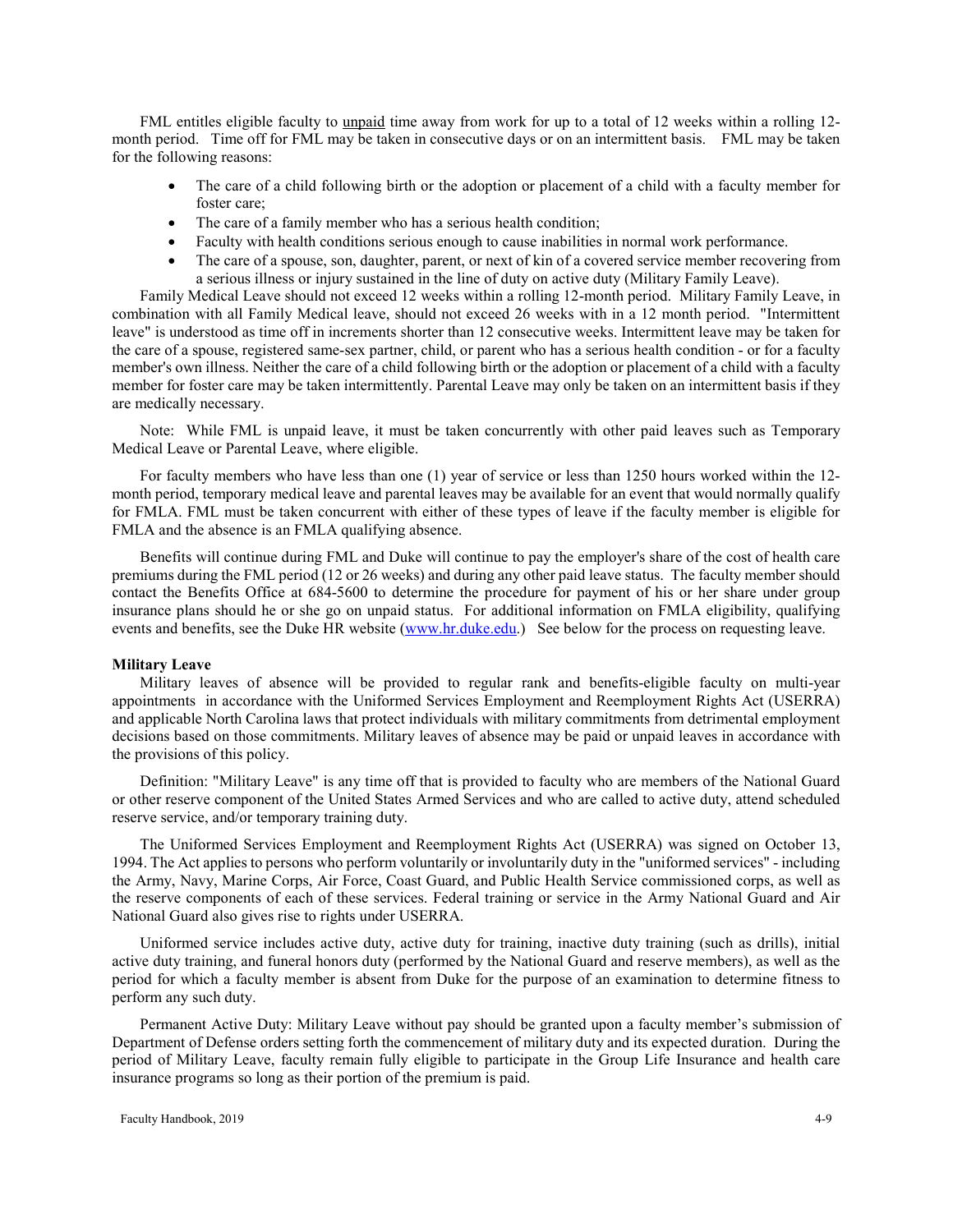FML entitles eligible faculty to unpaid time away from work for up to a total of 12 weeks within a rolling 12-month period. Time off for FML may be taken in consecutive days or on an intermittent basis. FML may be taken for the following reasons:

- The care of a child following birth or the adoption or placement of a child with a faculty member for foster care;
- The care of a family member who has a serious health condition;
- Faculty with health conditions serious enough to cause inabilities in normal work performance.
- The care of a spouse, son, daughter, parent, or next of kin of a covered service member recovering from a serious illness or injury sustained in the line of duty on active duty (Military Family Leave).

Family Medical Leave should not exceed 12 weeks within a rolling 12-month period. Military Family Leave, in combination with all Family Medical leave, should not exceed 26 weeks with in a 12 month period. "Intermittent leave" is understood as time off in increments shorter than 12 consecutive weeks. Intermittent leave may be taken for the care of a spouse, registered same-sex partner, child, or parent who has a serious health condition - or for a faculty member's own illness. Neither the care of a child following birth or the adoption or placement of a child with a faculty member for foster care may be taken intermittently. Parental Leave may only be taken on an intermittent basis if they are medically necessary.

Note: While FML is unpaid leave, it must be taken concurrently with other paid leaves such as Temporary Medical Leave or Parental Leave, where eligible.

For faculty members who have less than one (1) year of service or less than 1250 hours worked within the 12-month period, temporary medical leave and parental leaves may be available for an event that would normally qualify for FMLA. FML must be taken concurrent with either of these types of leave if the faculty member is eligible for FMLA and the absence is an FMLA qualifying absence.

Benefits will continue during FML and Duke will continue to pay the employer's share of the cost of health care premiums during the FML period (12 or 26 weeks) and during any other paid leave status. The faculty member should contact the Benefits Office at 684-5600 to determine the procedure for payment of his or her share under group insurance plans should he or she go on unpaid status. For additional information on FMLA eligibility, qualifying events and benefits, see the Duke HR website (www.hr.duke.edu.) See below for the process on requesting leave.

**Military Leave**

Military leaves of absence will be provided to regular rank and benefits-eligible faculty on multi-year appointments in accordance with the Uniformed Services Employment and Reemployment Rights Act (USERRA) and applicable North Carolina laws that protect individuals with military commitments from detrimental employment decisions based on those commitments. Military leaves of absence may be paid or unpaid leaves in accordance with the provisions of this policy.

Definition: "Military Leave" is any time off that is provided to faculty who are members of the National Guard or other reserve component of the United States Armed Services and who are called to active duty, attend scheduled reserve service, and/or temporary training duty.

The Uniformed Services Employment and Reemployment Rights Act (USERRA) was signed on October 13, 1994. The Act applies to persons who perform voluntarily or involuntarily duty in the "uniformed services" - including the Army, Navy, Marine Corps, Air Force, Coast Guard, and Public Health Service commissioned corps, as well as the reserve components of each of these services. Federal training or service in the Army National Guard and Air National Guard also gives rise to rights under USERRA.

Uniformed service includes active duty, active duty for training, inactive duty training (such as drills), initial active duty training, and funeral honors duty (performed by the National Guard and reserve members), as well as the period for which a faculty member is absent from Duke for the purpose of an examination to determine fitness to perform any such duty.

Permanent Active Duty: Military Leave without pay should be granted upon a faculty member's submission of Department of Defense orders setting forth the commencement of military duty and its expected duration. During the period of Military Leave, faculty remain fully eligible to participate in the Group Life Insurance and health care insurance programs so long as their portion of the premium is paid.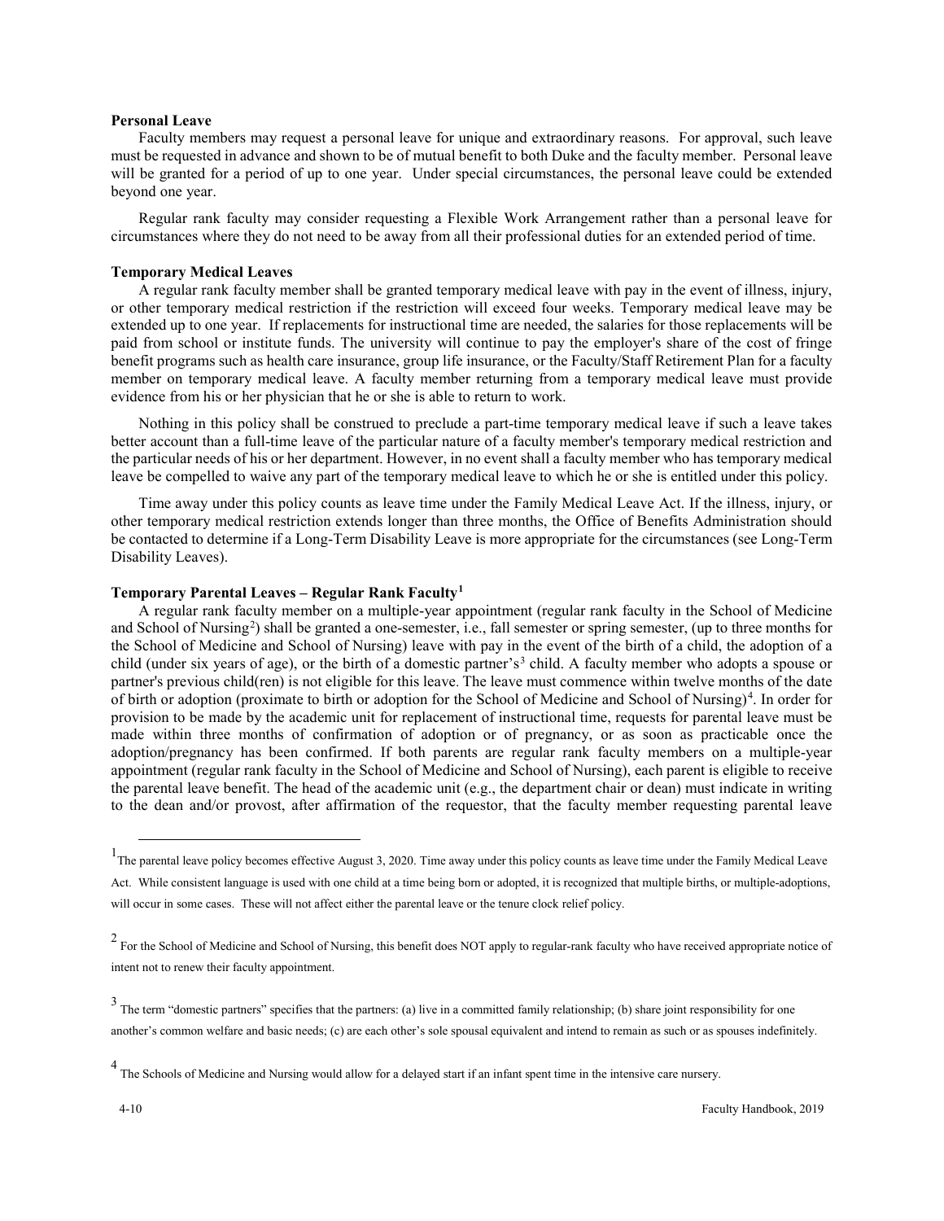**Personal Leave**

Faculty members may request a personal leave for unique and extraordinary reasons. For approval, such leave must be requested in advance and shown to be of mutual benefit to both Duke and the faculty member. Personal leave will be granted for a period of up to one year. Under special circumstances, the personal leave could be extended beyond one year.

Regular rank faculty may consider requesting a Flexible Work Arrangement rather than a personal leave for circumstances where they do not need to be away from all their professional duties for an extended period of time.

**Temporary Medical Leaves**

A regular rank faculty member shall be granted temporary medical leave with pay in the event of illness, injury, or other temporary medical restriction if the restriction will exceed four weeks. Temporary medical leave may be extended up to one year. If replacements for instructional time are needed, the salaries for those replacements will be paid from school or institute funds. The university will continue to pay the employer's share of the cost of fringe benefit programs such as health care insurance, group life insurance, or the Faculty/Staff Retirement Plan for a faculty member on temporary medical leave. A faculty member returning from a temporary medical leave must provide evidence from his or her physician that he or she is able to return to work.

Nothing in this policy shall be construed to preclude a part-time temporary medical leave if such a leave takes better account than a full-time leave of the particular nature of a faculty member's temporary medical restriction and the particular needs of his or her department. However, in no event shall a faculty member who has temporary medical leave be compelled to waive any part of the temporary medical leave to which he or she is entitled under this policy.

Time away under this policy counts as leave time under the Family Medical Leave Act. If the illness, injury, or other temporary medical restriction extends longer than three months, the Office of Benefits Administration should be contacted to determine if a Long-Term Disability Leave is more appropriate for the circumstances (see Long-Term Disability Leaves).

**Temporary Parental Leaves – Regular Rank Faculty[1]**

A regular rank faculty member on a multiple-year appointment (regular rank faculty in the School of Medicine and School of Nursing[2]) shall be granted a one-semester, i.e., fall semester or spring semester, (up to three months for the School of Medicine and School of Nursing) leave with pay in the event of the birth of a child, the adoption of a child (under six years of age), or the birth of a domestic partner's[3] child. A faculty member who adopts a spouse or partner's previous child(ren) is not eligible for this leave. The leave must commence within twelve months of the date of birth or adoption (proximate to birth or adoption for the School of Medicine and School of Nursing)[4]. In order for provision to be made by the academic unit for replacement of instructional time, requests for parental leave must be made within three months of confirmation of adoption or of pregnancy, or as soon as practicable once the adoption/pregnancy has been confirmed. If both parents are regular rank faculty members on a multiple-year appointment (regular rank faculty in the School of Medicine and School of Nursing), each parent is eligible to receive the parental leave benefit. The head of the academic unit (e.g., the department chair or dean) must indicate in writing to the dean and/or provost, after affirmation of the requestor, that the faculty member requesting parental leave

---

[1] The parental leave policy becomes effective August 3, 2020. Time away under this policy counts as leave time under the Family Medical Leave Act. While consistent language is used with one child at a time being born or adopted, it is recognized that multiple births, or multiple-adoptions, will occur in some cases. These will not affect either the parental leave or the tenure clock relief policy.

[2] For the School of Medicine and School of Nursing, this benefit does NOT apply to regular-rank faculty who have received appropriate notice of intent not to renew their faculty appointment.

[3] The term "domestic partners" specifies that the partners: (a) live in a committed family relationship; (b) share joint responsibility for one another's common welfare and basic needs; (c) are each other's sole spousal equivalent and intend to remain as such or as spouses indefinitely.

[4] The Schools of Medicine and Nursing would allow for a delayed start if an infant spent time in the intensive care nursery.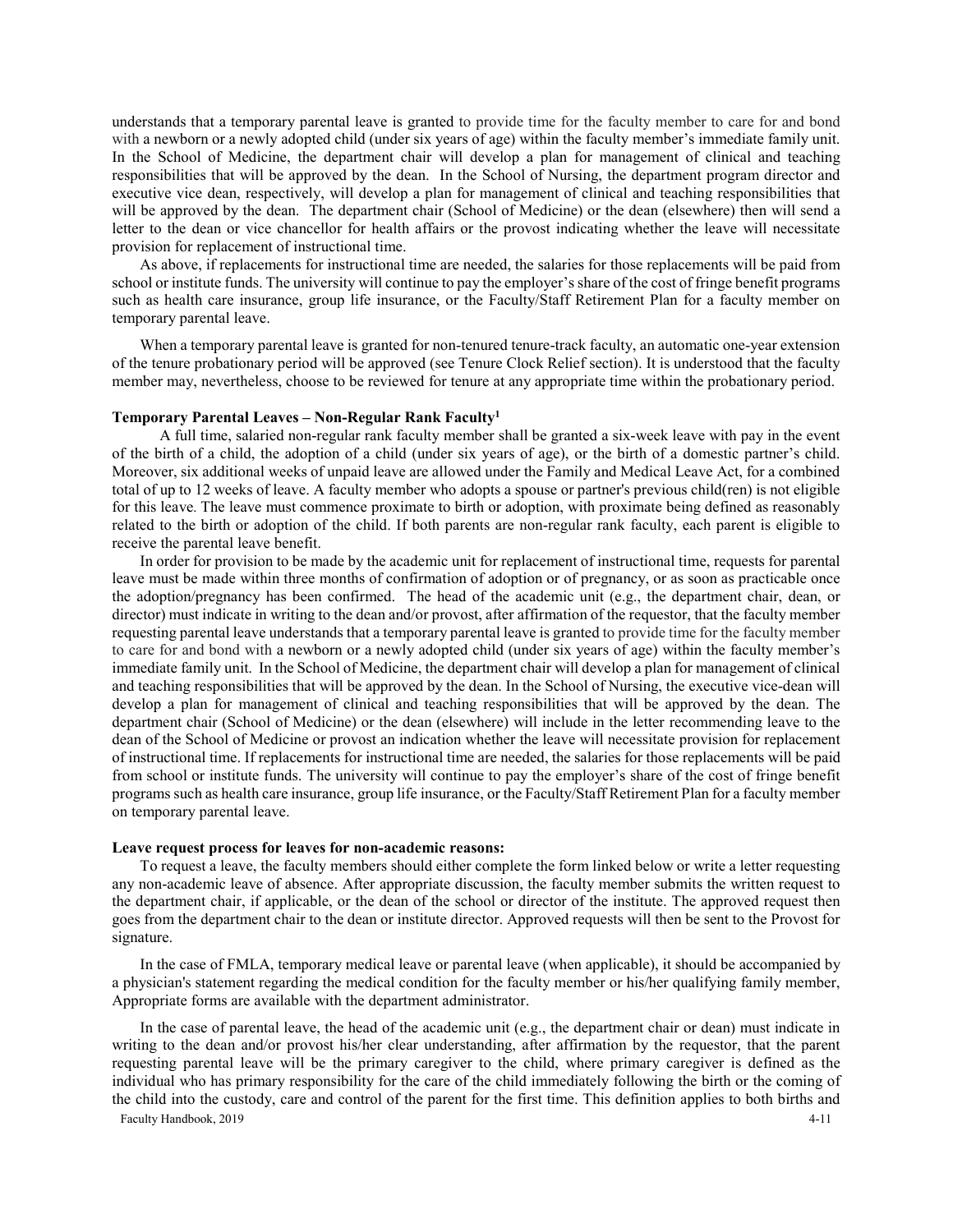understands that a temporary parental leave is granted to provide time for the faculty member to care for and bond with a newborn or a newly adopted child (under six years of age) within the faculty member's immediate family unit. In the School of Medicine, the department chair will develop a plan for management of clinical and teaching responsibilities that will be approved by the dean. In the School of Nursing, the department program director and executive vice dean, respectively, will develop a plan for management of clinical and teaching responsibilities that will be approved by the dean. The department chair (School of Medicine) or the dean (elsewhere) then will send a letter to the dean or vice chancellor for health affairs or the provost indicating whether the leave will necessitate provision for replacement of instructional time.

As above, if replacements for instructional time are needed, the salaries for those replacements will be paid from school or institute funds. The university will continue to pay the employer's share of the cost of fringe benefit programs such as health care insurance, group life insurance, or the Faculty/Staff Retirement Plan for a faculty member on temporary parental leave.

When a temporary parental leave is granted for non-tenured tenure-track faculty, an automatic one-year extension of the tenure probationary period will be approved (see Tenure Clock Relief section). It is understood that the faculty member may, nevertheless, choose to be reviewed for tenure at any appropriate time within the probationary period.

**Temporary Parental Leaves – Non-Regular Rank Faculty[1]**

A full time, salaried non-regular rank faculty member shall be granted a six-week leave with pay in the event of the birth of a child, the adoption of a child (under six years of age), or the birth of a domestic partner's child. Moreover, six additional weeks of unpaid leave are allowed under the Family and Medical Leave Act, for a combined total of up to 12 weeks of leave. A faculty member who adopts a spouse or partner's previous child(ren) is not eligible for this leave. The leave must commence proximate to birth or adoption, with proximate being defined as reasonably related to the birth or adoption of the child. If both parents are non-regular rank faculty, each parent is eligible to receive the parental leave benefit.

In order for provision to be made by the academic unit for replacement of instructional time, requests for parental leave must be made within three months of confirmation of adoption or of pregnancy, or as soon as practicable once the adoption/pregnancy has been confirmed. The head of the academic unit (e.g., the department chair, dean, or director) must indicate in writing to the dean and/or provost, after affirmation of the requestor, that the faculty member requesting parental leave understands that a temporary parental leave is granted to provide time for the faculty member to care for and bond with a newborn or a newly adopted child (under six years of age) within the faculty member's immediate family unit. In the School of Medicine, the department chair will develop a plan for management of clinical and teaching responsibilities that will be approved by the dean. In the School of Nursing, the executive vice-dean will develop a plan for management of clinical and teaching responsibilities that will be approved by the dean. The department chair (School of Medicine) or the dean (elsewhere) will include in the letter recommending leave to the dean of the School of Medicine or provost an indication whether the leave will necessitate provision for replacement of instructional time. If replacements for instructional time are needed, the salaries for those replacements will be paid from school or institute funds. The university will continue to pay the employer's share of the cost of fringe benefit programs such as health care insurance, group life insurance, or the Faculty/Staff Retirement Plan for a faculty member on temporary parental leave.

**Leave request process for leaves for non-academic reasons:**

To request a leave, the faculty members should either complete the form linked below or write a letter requesting any non-academic leave of absence. After appropriate discussion, the faculty member submits the written request to the department chair, if applicable, or the dean of the school or director of the institute. The approved request then goes from the department chair to the dean or institute director. Approved requests will then be sent to the Provost for signature.

In the case of FMLA, temporary medical leave or parental leave (when applicable), it should be accompanied by a physician's statement regarding the medical condition for the faculty member or his/her qualifying family member, Appropriate forms are available with the department administrator.

In the case of parental leave, the head of the academic unit (e.g., the department chair or dean) must indicate in writing to the dean and/or provost his/her clear understanding, after affirmation by the requestor, that the parent requesting parental leave will be the primary caregiver to the child, where primary caregiver is defined as the individual who has primary responsibility for the care of the child immediately following the birth or the coming of the child into the custody, care and control of the parent for the first time. This definition applies to both births and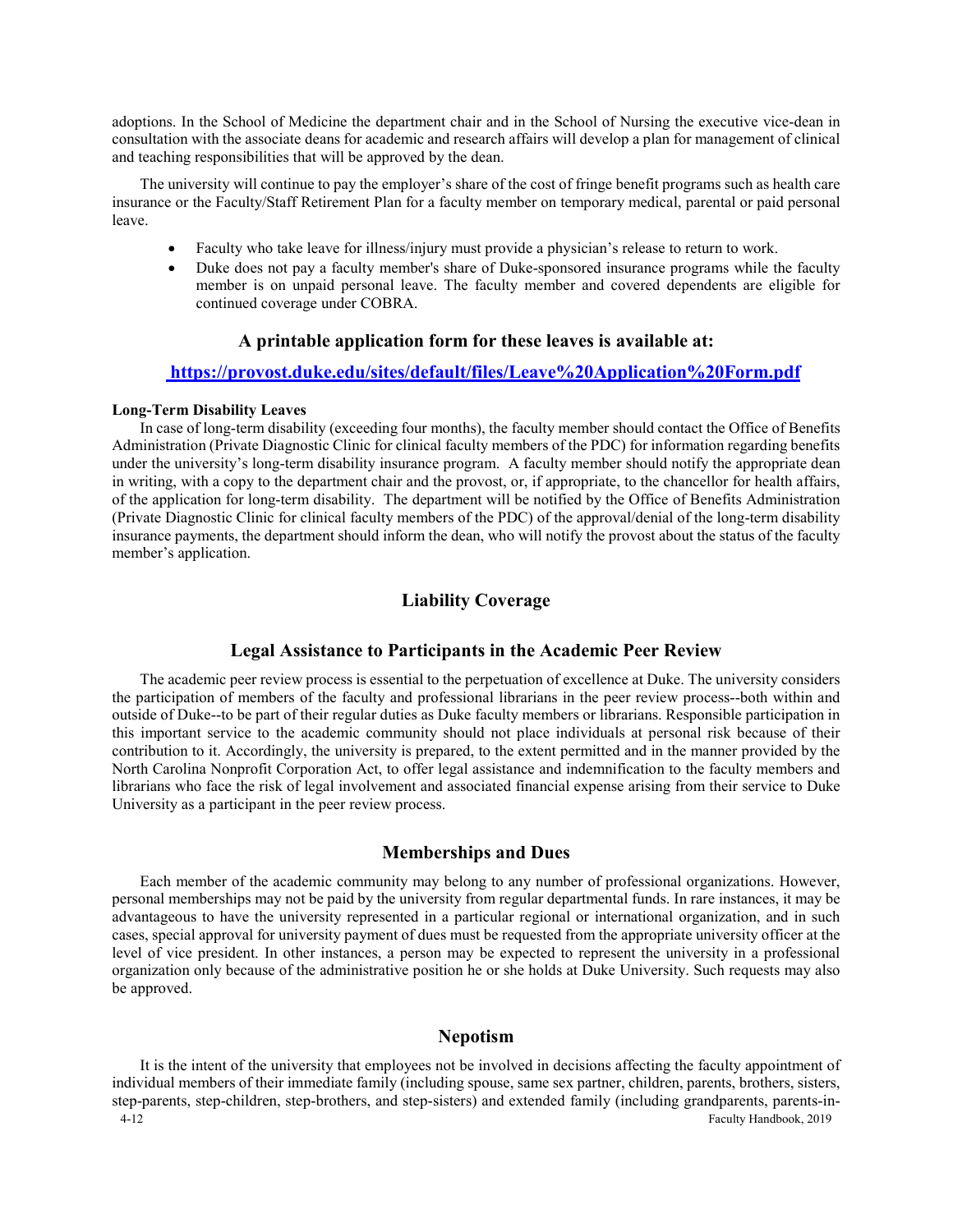adoptions. In the School of Medicine the department chair and in the School of Nursing the executive vice-dean in consultation with the associate deans for academic and research affairs will develop a plan for management of clinical and teaching responsibilities that will be approved by the dean.

The university will continue to pay the employer's share of the cost of fringe benefit programs such as health care insurance or the Faculty/Staff Retirement Plan for a faculty member on temporary medical, parental or paid personal leave.

- Faculty who take leave for illness/injury must provide a physician's release to return to work.
- Duke does not pay a faculty member's share of Duke-sponsored insurance programs while the faculty member is on unpaid personal leave. The faculty member and covered dependents are eligible for continued coverage under COBRA.

### A printable application form for these leaves is available at:

### [https://provost.duke.edu/sites/default/files/Leave%20Application%20Form.pdf](https://provost.duke.edu/sites/default/files/Leave%20Application%20Form.pdf)

**Long-Term Disability Leaves**

In case of long-term disability (exceeding four months), the faculty member should contact the Office of Benefits Administration (Private Diagnostic Clinic for clinical faculty members of the PDC) for information regarding benefits under the university's long-term disability insurance program. A faculty member should notify the appropriate dean in writing, with a copy to the department chair and the provost, or, if appropriate, to the chancellor for health affairs, of the application for long-term disability. The department will be notified by the Office of Benefits Administration (Private Diagnostic Clinic for clinical faculty members of the PDC) of the approval/denial of the long-term disability insurance payments, the department should inform the dean, who will notify the provost about the status of the faculty member's application.

## Liability Coverage

## Legal Assistance to Participants in the Academic Peer Review

The academic peer review process is essential to the perpetuation of excellence at Duke. The university considers the participation of members of the faculty and professional librarians in the peer review process--both within and outside of Duke--to be part of their regular duties as Duke faculty members or librarians. Responsible participation in this important service to the academic community should not place individuals at personal risk because of their contribution to it. Accordingly, the university is prepared, to the extent permitted and in the manner provided by the North Carolina Nonprofit Corporation Act, to offer legal assistance and indemnification to the faculty members and librarians who face the risk of legal involvement and associated financial expense arising from their service to Duke University as a participant in the peer review process.

## Memberships and Dues

Each member of the academic community may belong to any number of professional organizations. However, personal memberships may not be paid by the university from regular departmental funds. In rare instances, it may be advantageous to have the university represented in a particular regional or international organization, and in such cases, special approval for university payment of dues must be requested from the appropriate university officer at the level of vice president. In other instances, a person may be expected to represent the university in a professional organization only because of the administrative position he or she holds at Duke University. Such requests may also be approved.

## Nepotism

It is the intent of the university that employees not be involved in decisions affecting the faculty appointment of individual members of their immediate family (including spouse, same sex partner, children, parents, brothers, sisters, step-parents, step-children, step-brothers, and step-sisters) and extended family (including grandparents, parents-in-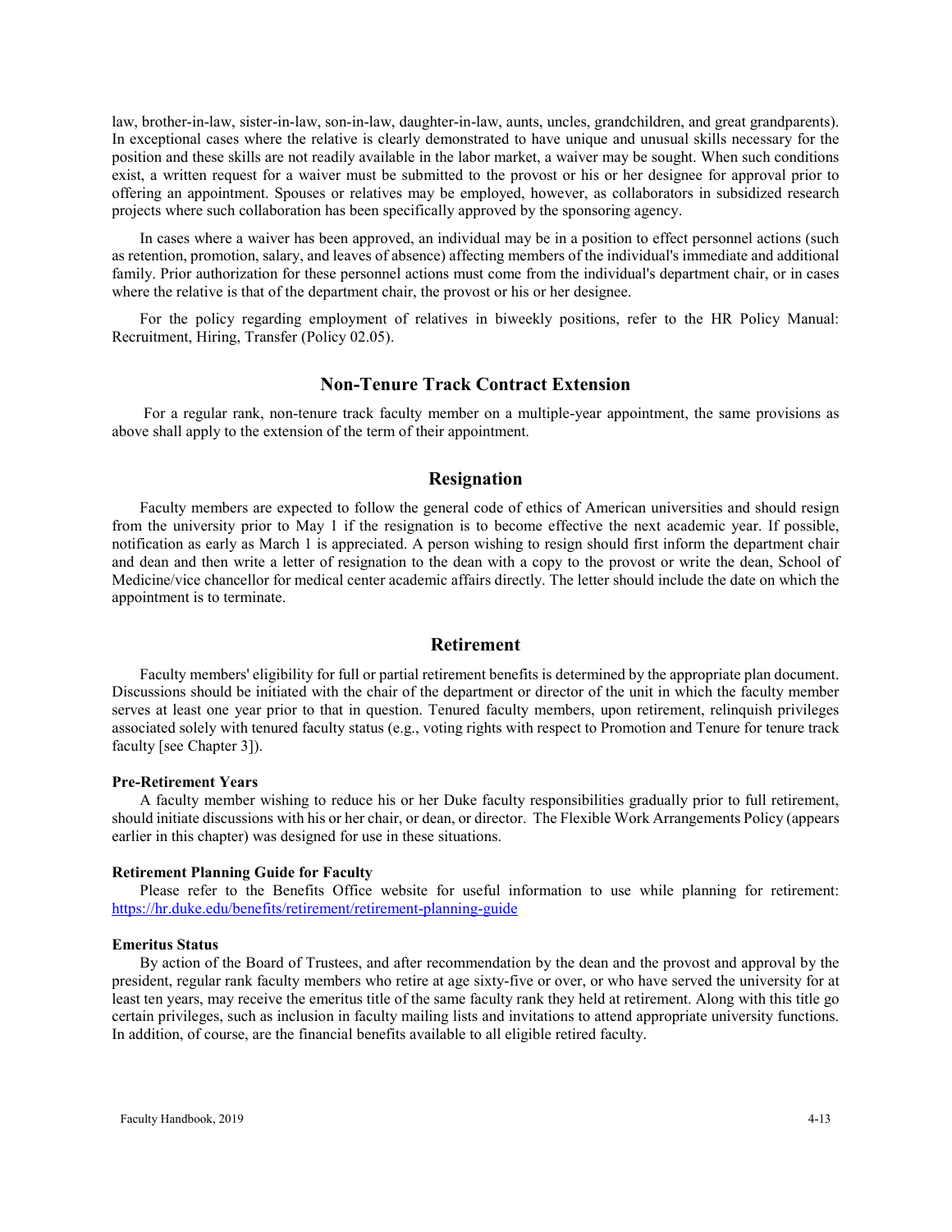law, brother-in-law, sister-in-law, son-in-law, daughter-in-law, aunts, uncles, grandchildren, and great grandparents). In exceptional cases where the relative is clearly demonstrated to have unique and unusual skills necessary for the position and these skills are not readily available in the labor market, a waiver may be sought. When such conditions exist, a written request for a waiver must be submitted to the provost or his or her designee for approval prior to offering an appointment. Spouses or relatives may be employed, however, as collaborators in subsidized research projects where such collaboration has been specifically approved by the sponsoring agency.

In cases where a waiver has been approved, an individual may be in a position to effect personnel actions (such as retention, promotion, salary, and leaves of absence) affecting members of the individual's immediate and additional family. Prior authorization for these personnel actions must come from the individual's department chair, or in cases where the relative is that of the department chair, the provost or his or her designee.

For the policy regarding employment of relatives in biweekly positions, refer to the HR Policy Manual: Recruitment, Hiring, Transfer (Policy 02.05).

## Non-Tenure Track Contract Extension

For a regular rank, non-tenure track faculty member on a multiple-year appointment, the same provisions as above shall apply to the extension of the term of their appointment.

## Resignation

Faculty members are expected to follow the general code of ethics of American universities and should resign from the university prior to May 1 if the resignation is to become effective the next academic year. If possible, notification as early as March 1 is appreciated. A person wishing to resign should first inform the department chair and dean and then write a letter of resignation to the dean with a copy to the provost or write the dean, School of Medicine/vice chancellor for medical center academic affairs directly. The letter should include the date on which the appointment is to terminate.

## Retirement

Faculty members' eligibility for full or partial retirement benefits is determined by the appropriate plan document. Discussions should be initiated with the chair of the department or director of the unit in which the faculty member serves at least one year prior to that in question. Tenured faculty members, upon retirement, relinquish privileges associated solely with tenured faculty status (e.g., voting rights with respect to Promotion and Tenure for tenure track faculty [see Chapter 3]).

### Pre-Retirement Years

A faculty member wishing to reduce his or her Duke faculty responsibilities gradually prior to full retirement, should initiate discussions with his or her chair, or dean, or director. The Flexible Work Arrangements Policy (appears earlier in this chapter) was designed for use in these situations.

### Retirement Planning Guide for Faculty

Please refer to the Benefits Office website for useful information to use while planning for retirement: https://hr.duke.edu/benefits/retirement/retirement-planning-guide

### Emeritus Status

By action of the Board of Trustees, and after recommendation by the dean and the provost and approval by the president, regular rank faculty members who retire at age sixty-five or over, or who have served the university for at least ten years, may receive the emeritus title of the same faculty rank they held at retirement. Along with this title go certain privileges, such as inclusion in faculty mailing lists and invitations to attend appropriate university functions. In addition, of course, are the financial benefits available to all eligible retired faculty.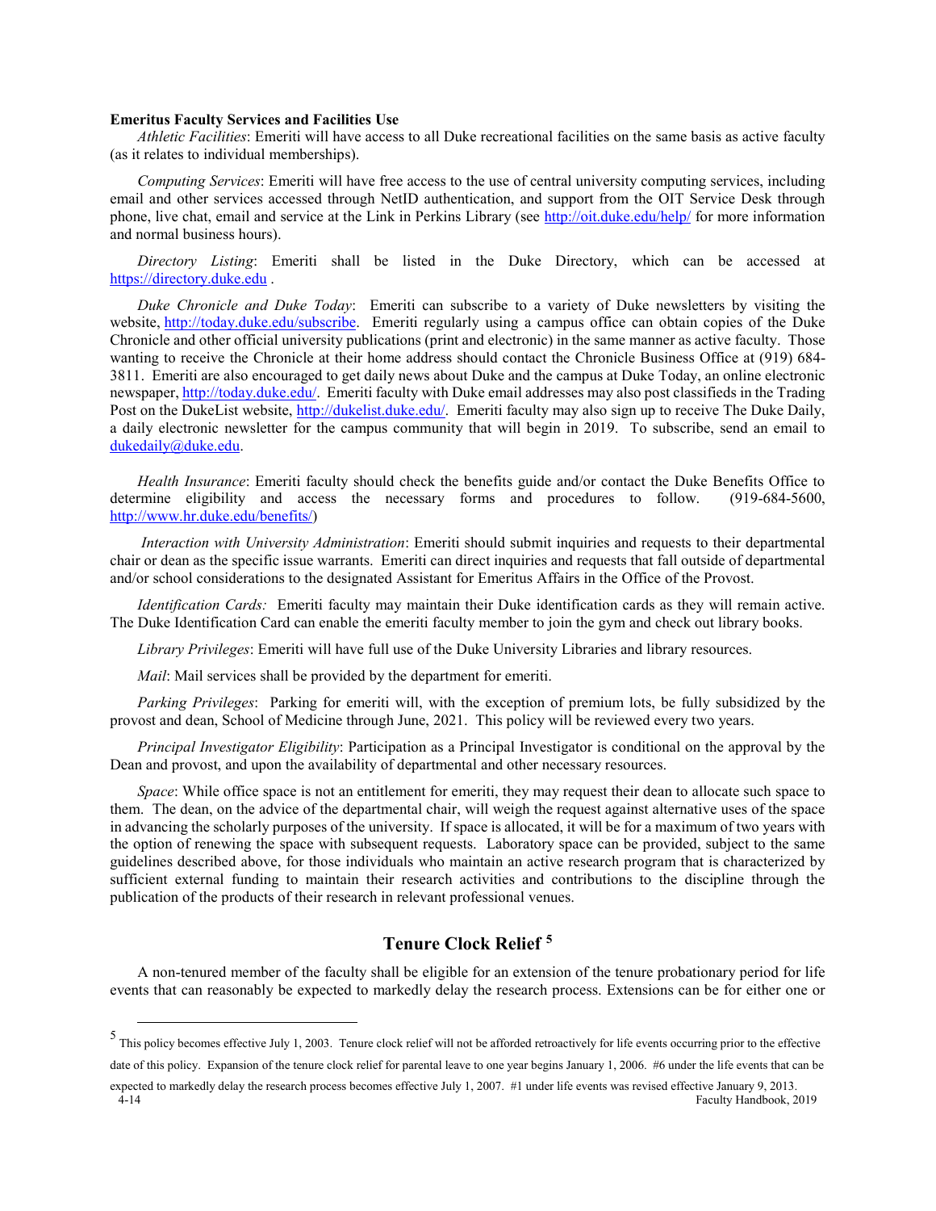**Emeritus Faculty Services and Facilities Use**

*Athletic Facilities*: Emeriti will have access to all Duke recreational facilities on the same basis as active faculty (as it relates to individual memberships).

*Computing Services*: Emeriti will have free access to the use of central university computing services, including email and other services accessed through NetID authentication, and support from the OIT Service Desk through phone, live chat, email and service at the Link in Perkins Library (see http://oit.duke.edu/help/ for more information and normal business hours).

*Directory Listing*: Emeriti shall be listed in the Duke Directory, which can be accessed at https://directory.duke.edu .

*Duke Chronicle and Duke Today*: Emeriti can subscribe to a variety of Duke newsletters by visiting the website, http://today.duke.edu/subscribe. Emeriti regularly using a campus office can obtain copies of the Duke Chronicle and other official university publications (print and electronic) in the same manner as active faculty. Those wanting to receive the Chronicle at their home address should contact the Chronicle Business Office at (919) 684-3811. Emeriti are also encouraged to get daily news about Duke and the campus at Duke Today, an online electronic newspaper, http://today.duke.edu/. Emeriti faculty with Duke email addresses may also post classifieds in the Trading Post on the DukeList website, http://dukelist.duke.edu/. Emeriti faculty may also sign up to receive The Duke Daily, a daily electronic newsletter for the campus community that will begin in 2019. To subscribe, send an email to dukedaily@duke.edu.

*Health Insurance*: Emeriti faculty should check the benefits guide and/or contact the Duke Benefits Office to determine eligibility and access the necessary forms and procedures to follow. (919-684-5600, http://www.hr.duke.edu/benefits/)

*Interaction with University Administration*: Emeriti should submit inquiries and requests to their departmental chair or dean as the specific issue warrants. Emeriti can direct inquiries and requests that fall outside of departmental and/or school considerations to the designated Assistant for Emeritus Affairs in the Office of the Provost.

*Identification Cards:* Emeriti faculty may maintain their Duke identification cards as they will remain active. The Duke Identification Card can enable the emeriti faculty member to join the gym and check out library books.

*Library Privileges*: Emeriti will have full use of the Duke University Libraries and library resources.

*Mail*: Mail services shall be provided by the department for emeriti.

*Parking Privileges*: Parking for emeriti will, with the exception of premium lots, be fully subsidized by the provost and dean, School of Medicine through June, 2021. This policy will be reviewed every two years.

*Principal Investigator Eligibility*: Participation as a Principal Investigator is conditional on the approval by the Dean and provost, and upon the availability of departmental and other necessary resources.

*Space*: While office space is not an entitlement for emeriti, they may request their dean to allocate such space to them. The dean, on the advice of the departmental chair, will weigh the request against alternative uses of the space in advancing the scholarly purposes of the university. If space is allocated, it will be for a maximum of two years with the option of renewing the space with subsequent requests. Laboratory space can be provided, subject to the same guidelines described above, for those individuals who maintain an active research program that is characterized by sufficient external funding to maintain their research activities and contributions to the discipline through the publication of the products of their research in relevant professional venues.

## Tenure Clock Relief [5]

A non-tenured member of the faculty shall be eligible for an extension of the tenure probationary period for life events that can reasonably be expected to markedly delay the research process. Extensions can be for either one or

[5] This policy becomes effective July 1, 2003. Tenure clock relief will not be afforded retroactively for life events occurring prior to the effective date of this policy. Expansion of the tenure clock relief for parental leave to one year begins January 1, 2006. #6 under the life events that can be expected to markedly delay the research process becomes effective July 1, 2007. #1 under life events was revised effective January 9, 2013.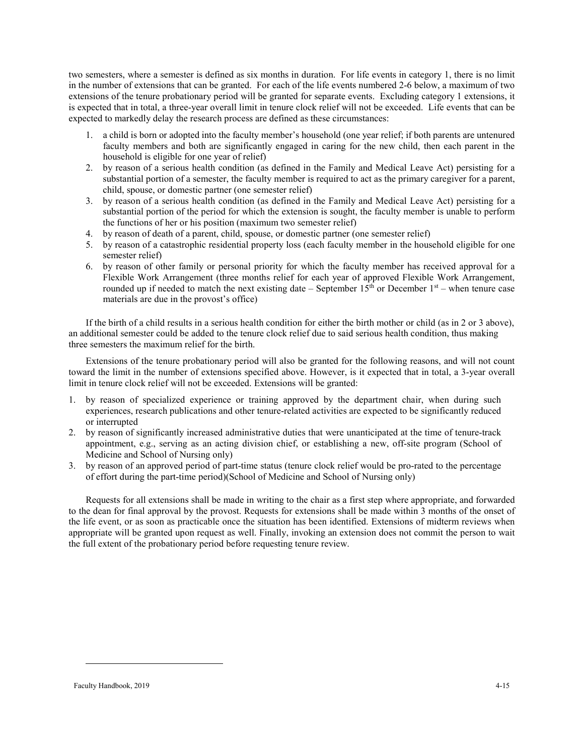two semesters, where a semester is defined as six months in duration. For life events in category 1, there is no limit in the number of extensions that can be granted. For each of the life events numbered 2-6 below, a maximum of two extensions of the tenure probationary period will be granted for separate events. Excluding category 1 extensions, it is expected that in total, a three-year overall limit in tenure clock relief will not be exceeded. Life events that can be expected to markedly delay the research process are defined as these circumstances:

1. a child is born or adopted into the faculty member's household (one year relief; if both parents are untenured faculty members and both are significantly engaged in caring for the new child, then each parent in the household is eligible for one year of relief)
2. by reason of a serious health condition (as defined in the Family and Medical Leave Act) persisting for a substantial portion of a semester, the faculty member is required to act as the primary caregiver for a parent, child, spouse, or domestic partner (one semester relief)
3. by reason of a serious health condition (as defined in the Family and Medical Leave Act) persisting for a substantial portion of the period for which the extension is sought, the faculty member is unable to perform the functions of her or his position (maximum two semester relief)
4. by reason of death of a parent, child, spouse, or domestic partner (one semester relief)
5. by reason of a catastrophic residential property loss (each faculty member in the household eligible for one semester relief)
6. by reason of other family or personal priority for which the faculty member has received approval for a Flexible Work Arrangement (three months relief for each year of approved Flexible Work Arrangement, rounded up if needed to match the next existing date – September 15th or December 1st – when tenure case materials are due in the provost's office)

If the birth of a child results in a serious health condition for either the birth mother or child (as in 2 or 3 above), an additional semester could be added to the tenure clock relief due to said serious health condition, thus making three semesters the maximum relief for the birth.

Extensions of the tenure probationary period will also be granted for the following reasons, and will not count toward the limit in the number of extensions specified above. However, is it expected that in total, a 3-year overall limit in tenure clock relief will not be exceeded. Extensions will be granted:

1. by reason of specialized experience or training approved by the department chair, when during such experiences, research publications and other tenure-related activities are expected to be significantly reduced or interrupted
2. by reason of significantly increased administrative duties that were unanticipated at the time of tenure-track appointment, e.g., serving as an acting division chief, or establishing a new, off-site program (School of Medicine and School of Nursing only)
3. by reason of an approved period of part-time status (tenure clock relief would be pro-rated to the percentage of effort during the part-time period)(School of Medicine and School of Nursing only)

Requests for all extensions shall be made in writing to the chair as a first step where appropriate, and forwarded to the dean for final approval by the provost. Requests for extensions shall be made within 3 months of the onset of the life event, or as soon as practicable once the situation has been identified. Extensions of midterm reviews when appropriate will be granted upon request as well. Finally, invoking an extension does not commit the person to wait the full extent of the probationary period before requesting tenure review.